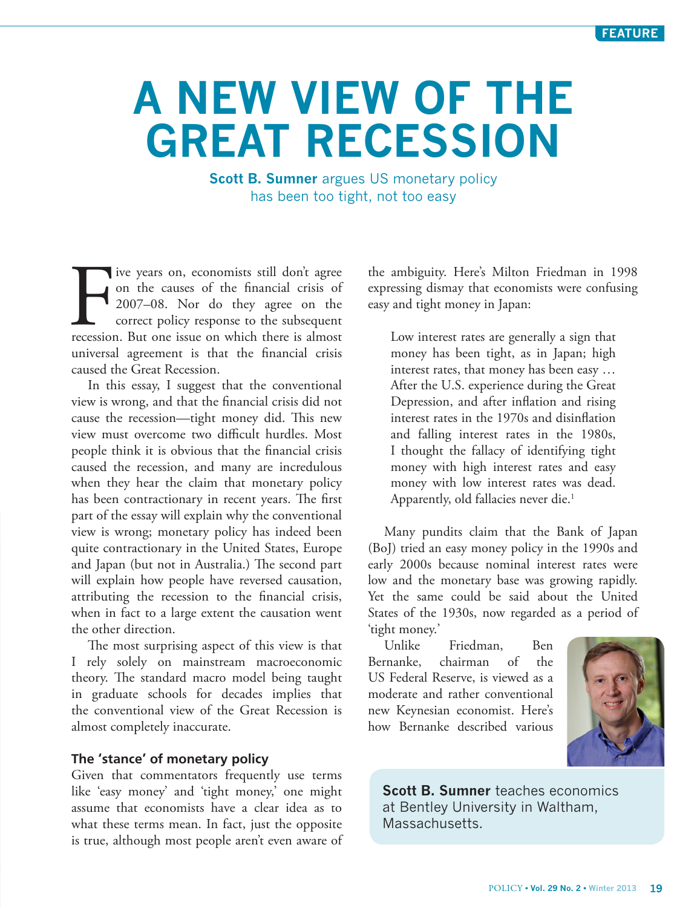FEATURE

# A NEW VIEW OF THE GREAT RECESSION

**Scott B. Sumner** argues US monetary policy has been too tight, not too easy

Five years on, economists still don't agree on the causes of the financial crisis of 2007–08. Nor do they agree on the correct policy response to the subsequent recession. But one issue on which there is almost universal agreement is that the financial crisis caused the Great Recession.

In this essay, I suggest that the conventional view is wrong, and that the financial crisis did not cause the recession—tight money did. This new view must overcome two difficult hurdles. Most people think it is obvious that the financial crisis caused the recession, and many are incredulous when they hear the claim that monetary policy has been contractionary in recent years. The first part of the essay will explain why the conventional view is wrong; monetary policy has indeed been quite contractionary in the United States, Europe and Japan (but not in Australia.) The second part will explain how people have reversed causation, attributing the recession to the financial crisis, when in fact to a large extent the causation went the other direction.

The most surprising aspect of this view is that I rely solely on mainstream macroeconomic theory. The standard macro model being taught in graduate schools for decades implies that the conventional view of the Great Recession is almost completely inaccurate.

### The 'stance' of monetary policy

Given that commentators frequently use terms like 'easy money' and 'tight money,' one might assume that economists have a clear idea as to what these terms mean. In fact, just the opposite is true, although most people aren't even aware of the ambiguity. Here's Milton Friedman in 1998 expressing dismay that economists were confusing easy and tight money in Japan:

> Low interest rates are generally a sign that money has been tight, as in Japan; high interest rates, that money has been easy … After the U.S. experience during the Great Depression, and after inflation and rising interest rates in the 1970s and disinflation and falling interest rates in the 1980s, I thought the fallacy of identifying tight money with high interest rates and easy money with low interest rates was dead. Apparently, old fallacies never die.[1]

Many pundits claim that the Bank of Japan (BoJ) tried an easy money policy in the 1990s and early 2000s because nominal interest rates were low and the monetary base was growing rapidly. Yet the same could be said about the United States of the 1930s, now regarded as a period of 'tight money.'

Unlike Friedman, Ben Bernanke, chairman of the US Federal Reserve, is viewed as a moderate and rather conventional new Keynesian economist. Here's how Bernanke described various

**Scott B. Sumner** teaches economics at Bentley University in Waltham, Massachusetts.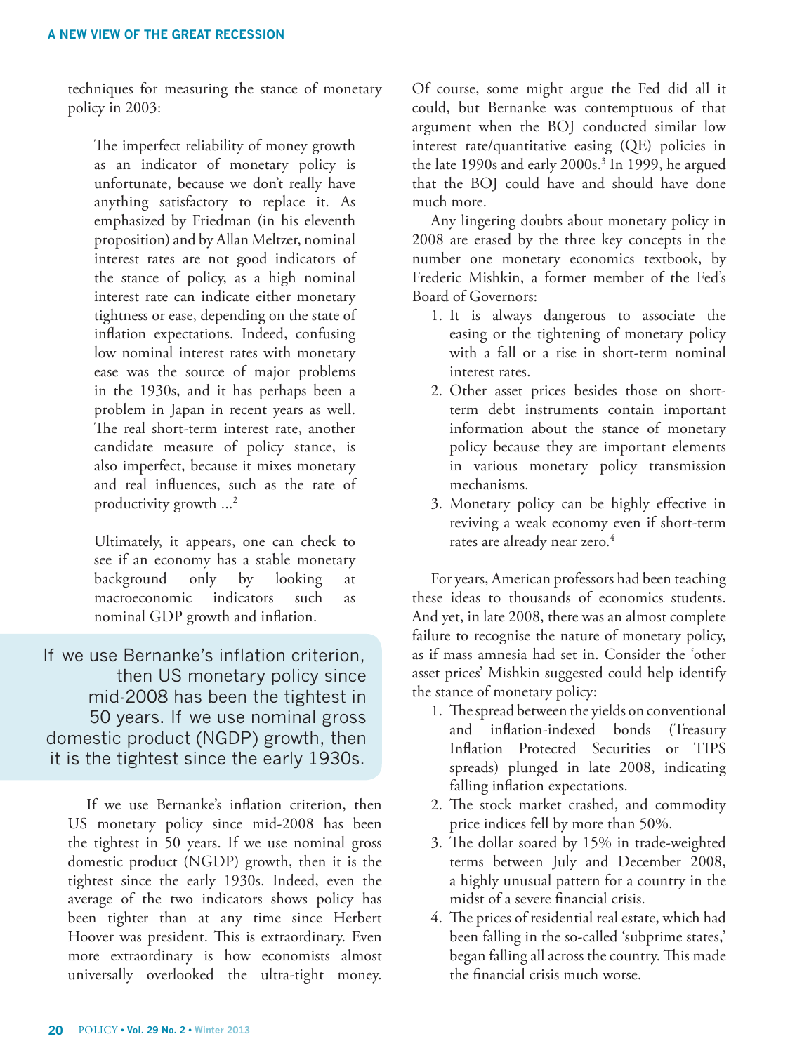techniques for measuring the stance of monetary policy in 2003:

> The imperfect reliability of money growth as an indicator of monetary policy is unfortunate, because we don't really have anything satisfactory to replace it. As emphasized by Friedman (in his eleventh proposition) and by Allan Meltzer, nominal interest rates are not good indicators of the stance of policy, as a high nominal interest rate can indicate either monetary tightness or ease, depending on the state of inflation expectations. Indeed, confusing low nominal interest rates with monetary ease was the source of major problems in the 1930s, and it has perhaps been a problem in Japan in recent years as well. The real short-term interest rate, another candidate measure of policy stance, is also imperfect, because it mixes monetary and real influences, such as the rate of productivity growth ...[2]
>
> Ultimately, it appears, one can check to see if an economy has a stable monetary background only by looking at macroeconomic indicators such as nominal GDP growth and inflation.

> If we use Bernanke's inflation criterion, then US monetary policy since mid-2008 has been the tightest in 50 years. If we use nominal gross domestic product (NGDP) growth, then it is the tightest since the early 1930s.

If we use Bernanke's inflation criterion, then US monetary policy since mid-2008 has been the tightest in 50 years. If we use nominal gross domestic product (NGDP) growth, then it is the tightest since the early 1930s. Indeed, even the average of the two indicators shows policy has been tighter than at any time since Herbert Hoover was president. This is extraordinary. Even more extraordinary is how economists almost universally overlooked the ultra-tight money. Of course, some might argue the Fed did all it could, but Bernanke was contemptuous of that argument when the BOJ conducted similar low interest rate/quantitative easing (QE) policies in the late 1990s and early 2000s.[3] In 1999, he argued that the BOJ could have and should have done much more.

Any lingering doubts about monetary policy in 2008 are erased by the three key concepts in the number one monetary economics textbook, by Frederic Mishkin, a former member of the Fed's Board of Governors:

1. It is always dangerous to associate the easing or the tightening of monetary policy with a fall or a rise in short-term nominal interest rates.
2. Other asset prices besides those on short-term debt instruments contain important information about the stance of monetary policy because they are important elements in various monetary policy transmission mechanisms.
3. Monetary policy can be highly effective in reviving a weak economy even if short-term rates are already near zero.[4]

For years, American professors had been teaching these ideas to thousands of economics students. And yet, in late 2008, there was an almost complete failure to recognise the nature of monetary policy, as if mass amnesia had set in. Consider the 'other asset prices' Mishkin suggested could help identify the stance of monetary policy:

1. The spread between the yields on conventional and inflation-indexed bonds (Treasury Inflation Protected Securities or TIPS spreads) plunged in late 2008, indicating falling inflation expectations.
2. The stock market crashed, and commodity price indices fell by more than 50%.
3. The dollar soared by 15% in trade-weighted terms between July and December 2008, a highly unusual pattern for a country in the midst of a severe financial crisis.
4. The prices of residential real estate, which had been falling in the so-called 'subprime states,' began falling all across the country. This made the financial crisis much worse.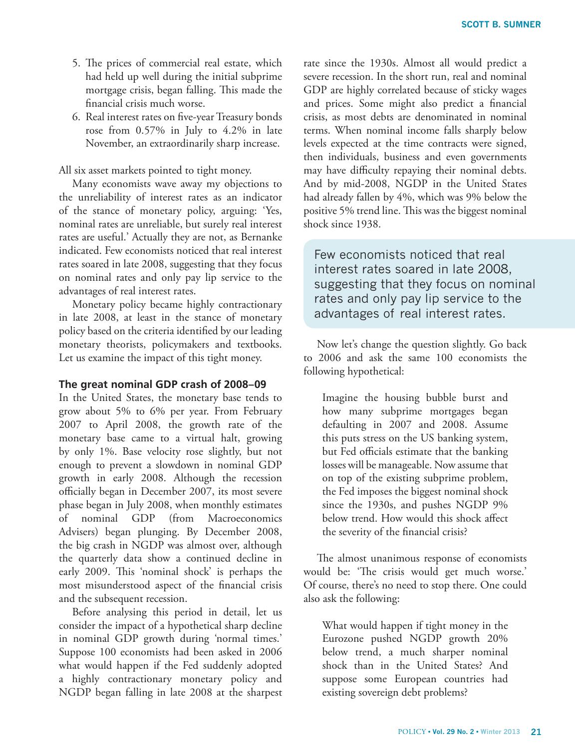5. The prices of commercial real estate, which had held up well during the initial subprime mortgage crisis, began falling. This made the financial crisis much worse.
6. Real interest rates on five-year Treasury bonds rose from 0.57% in July to 4.2% in late November, an extraordinarily sharp increase.

All six asset markets pointed to tight money.

Many economists wave away my objections to the unreliability of interest rates as an indicator of the stance of monetary policy, arguing: 'Yes, nominal rates are unreliable, but surely real interest rates are useful.' Actually they are not, as Bernanke indicated. Few economists noticed that real interest rates soared in late 2008, suggesting that they focus on nominal rates and only pay lip service to the advantages of real interest rates.

Monetary policy became highly contractionary in late 2008, at least in the stance of monetary policy based on the criteria identified by our leading monetary theorists, policymakers and textbooks. Let us examine the impact of this tight money.

### The great nominal GDP crash of 2008–09

In the United States, the monetary base tends to grow about 5% to 6% per year. From February 2007 to April 2008, the growth rate of the monetary base came to a virtual halt, growing by only 1%. Base velocity rose slightly, but not enough to prevent a slowdown in nominal GDP growth in early 2008. Although the recession officially began in December 2007, its most severe phase began in July 2008, when monthly estimates of nominal GDP (from Macroeconomics Advisers) began plunging. By December 2008, the big crash in NGDP was almost over, although the quarterly data show a continued decline in early 2009. This 'nominal shock' is perhaps the most misunderstood aspect of the financial crisis and the subsequent recession.

Before analysing this period in detail, let us consider the impact of a hypothetical sharp decline in nominal GDP growth during 'normal times.' Suppose 100 economists had been asked in 2006 what would happen if the Fed suddenly adopted a highly contractionary monetary policy and NGDP began falling in late 2008 at the sharpest rate since the 1930s. Almost all would predict a severe recession. In the short run, real and nominal GDP are highly correlated because of sticky wages and prices. Some might also predict a financial crisis, as most debts are denominated in nominal terms. When nominal income falls sharply below levels expected at the time contracts were signed, then individuals, business and even governments may have difficulty repaying their nominal debts. And by mid-2008, NGDP in the United States had already fallen by 4%, which was 9% below the positive 5% trend line. This was the biggest nominal shock since 1938.

> Few economists noticed that real interest rates soared in late 2008, suggesting that they focus on nominal rates and only pay lip service to the advantages of real interest rates.

Now let's change the question slightly. Go back to 2006 and ask the same 100 economists the following hypothetical:

> Imagine the housing bubble burst and how many subprime mortgages began defaulting in 2007 and 2008. Assume this puts stress on the US banking system, but Fed officials estimate that the banking losses will be manageable. Now assume that on top of the existing subprime problem, the Fed imposes the biggest nominal shock since the 1930s, and pushes NGDP 9% below trend. How would this shock affect the severity of the financial crisis?

The almost unanimous response of economists would be: 'The crisis would get much worse.' Of course, there's no need to stop there. One could also ask the following:

> What would happen if tight money in the Eurozone pushed NGDP growth 20% below trend, a much sharper nominal shock than in the United States? And suppose some European countries had existing sovereign debt problems?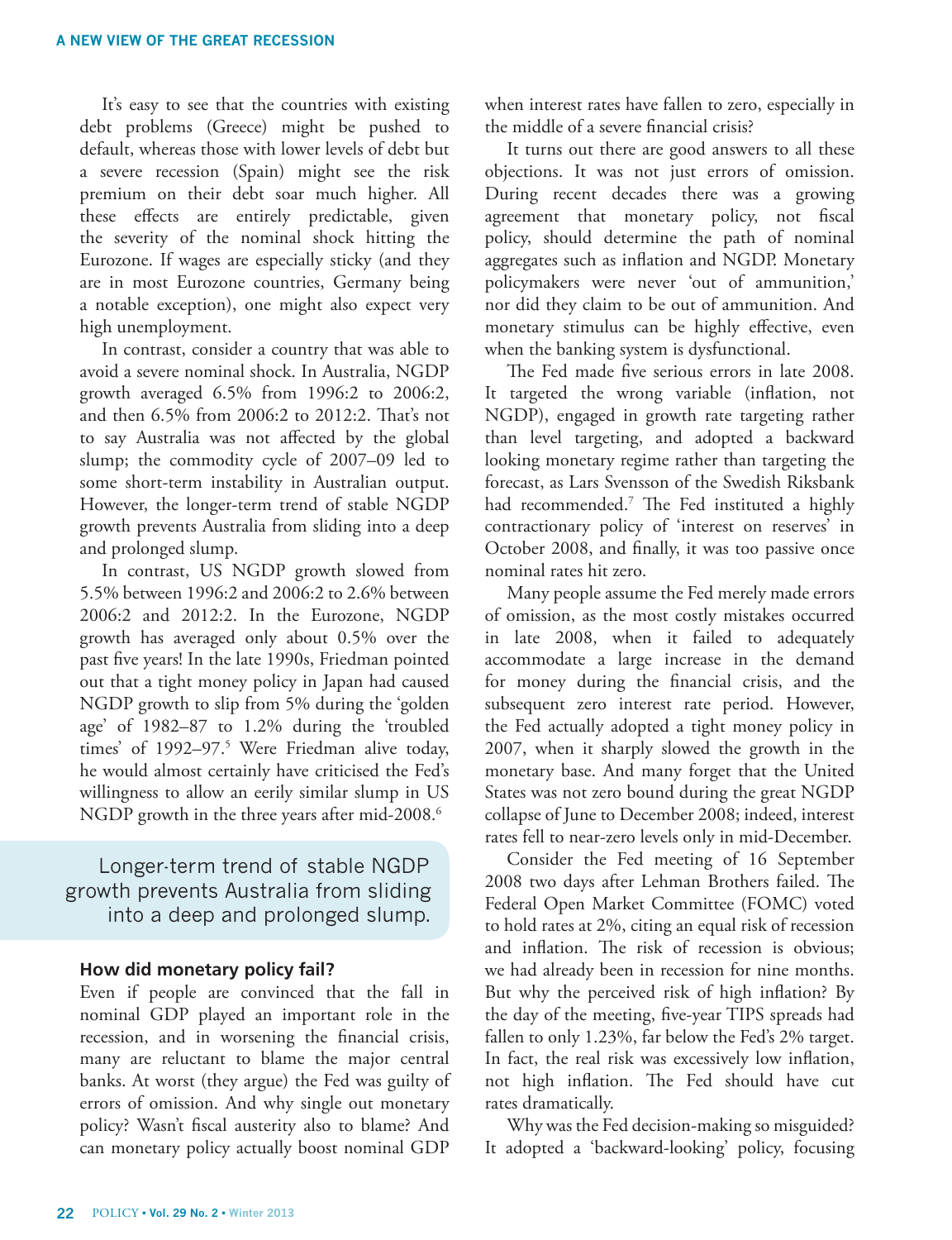It's easy to see that the countries with existing debt problems (Greece) might be pushed to default, whereas those with lower levels of debt but a severe recession (Spain) might see the risk premium on their debt soar much higher. All these effects are entirely predictable, given the severity of the nominal shock hitting the Eurozone. If wages are especially sticky (and they are in most Eurozone countries, Germany being a notable exception), one might also expect very high unemployment.

In contrast, consider a country that was able to avoid a severe nominal shock. In Australia, NGDP growth averaged 6.5% from 1996:2 to 2006:2, and then 6.5% from 2006:2 to 2012:2. That's not to say Australia was not affected by the global slump; the commodity cycle of 2007–09 led to some short-term instability in Australian output. However, the longer-term trend of stable NGDP growth prevents Australia from sliding into a deep and prolonged slump.

In contrast, US NGDP growth slowed from 5.5% between 1996:2 and 2006:2 to 2.6% between 2006:2 and 2012:2. In the Eurozone, NGDP growth has averaged only about 0.5% over the past five years! In the late 1990s, Friedman pointed out that a tight money policy in Japan had caused NGDP growth to slip from 5% during the 'golden age' of 1982–87 to 1.2% during the 'troubled times' of 1992–97.[5] Were Friedman alive today, he would almost certainly have criticised the Fed's willingness to allow an eerily similar slump in US NGDP growth in the three years after mid-2008.[6]

> Longer-term trend of stable NGDP growth prevents Australia from sliding into a deep and prolonged slump.

### How did monetary policy fail?

Even if people are convinced that the fall in nominal GDP played an important role in the recession, and in worsening the financial crisis, many are reluctant to blame the major central banks. At worst (they argue) the Fed was guilty of errors of omission. And why single out monetary policy? Wasn't fiscal austerity also to blame? And can monetary policy actually boost nominal GDP when interest rates have fallen to zero, especially in the middle of a severe financial crisis?

It turns out there are good answers to all these objections. It was not just errors of omission. During recent decades there was a growing agreement that monetary policy, not fiscal policy, should determine the path of nominal aggregates such as inflation and NGDP. Monetary policymakers were never 'out of ammunition,' nor did they claim to be out of ammunition. And monetary stimulus can be highly effective, even when the banking system is dysfunctional.

The Fed made five serious errors in late 2008. It targeted the wrong variable (inflation, not NGDP), engaged in growth rate targeting rather than level targeting, and adopted a backward looking monetary regime rather than targeting the forecast, as Lars Svensson of the Swedish Riksbank had recommended.[7] The Fed instituted a highly contractionary policy of 'interest on reserves' in October 2008, and finally, it was too passive once nominal rates hit zero.

Many people assume the Fed merely made errors of omission, as the most costly mistakes occurred in late 2008, when it failed to adequately accommodate a large increase in the demand for money during the financial crisis, and the subsequent zero interest rate period. However, the Fed actually adopted a tight money policy in 2007, when it sharply slowed the growth in the monetary base. And many forget that the United States was not zero bound during the great NGDP collapse of June to December 2008; indeed, interest rates fell to near-zero levels only in mid-December.

Consider the Fed meeting of 16 September 2008 two days after Lehman Brothers failed. The Federal Open Market Committee (FOMC) voted to hold rates at 2%, citing an equal risk of recession and inflation. The risk of recession is obvious; we had already been in recession for nine months. But why the perceived risk of high inflation? By the day of the meeting, five-year TIPS spreads had fallen to only 1.23%, far below the Fed's 2% target. In fact, the real risk was excessively low inflation, not high inflation. The Fed should have cut rates dramatically.

Why was the Fed decision-making so misguided? It adopted a 'backward-looking' policy, focusing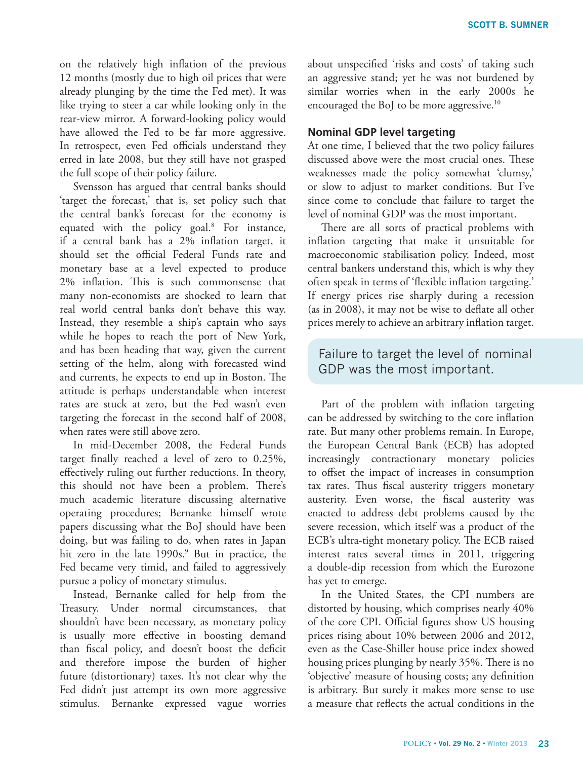on the relatively high inflation of the previous 12 months (mostly due to high oil prices that were already plunging by the time the Fed met). It was like trying to steer a car while looking only in the rear-view mirror. A forward-looking policy would have allowed the Fed to be far more aggressive. In retrospect, even Fed officials understand they erred in late 2008, but they still have not grasped the full scope of their policy failure.

Svensson has argued that central banks should 'target the forecast,' that is, set policy such that the central bank's forecast for the economy is equated with the policy goal.[8] For instance, if a central bank has a 2% inflation target, it should set the official Federal Funds rate and monetary base at a level expected to produce 2% inflation. This is such commonsense that many non-economists are shocked to learn that real world central banks don't behave this way. Instead, they resemble a ship's captain who says while he hopes to reach the port of New York, and has been heading that way, given the current setting of the helm, along with forecasted wind and currents, he expects to end up in Boston. The attitude is perhaps understandable when interest rates are stuck at zero, but the Fed wasn't even targeting the forecast in the second half of 2008, when rates were still above zero.

In mid-December 2008, the Federal Funds target finally reached a level of zero to 0.25%, effectively ruling out further reductions. In theory, this should not have been a problem. There's much academic literature discussing alternative operating procedures; Bernanke himself wrote papers discussing what the BoJ should have been doing, but was failing to do, when rates in Japan hit zero in the late 1990s.[9] But in practice, the Fed became very timid, and failed to aggressively pursue a policy of monetary stimulus.

Instead, Bernanke called for help from the Treasury. Under normal circumstances, that shouldn't have been necessary, as monetary policy is usually more effective in boosting demand than fiscal policy, and doesn't boost the deficit and therefore impose the burden of higher future (distortionary) taxes. It's not clear why the Fed didn't just attempt its own more aggressive stimulus. Bernanke expressed vague worries about unspecified 'risks and costs' of taking such an aggressive stand; yet he was not burdened by similar worries when in the early 2000s he encouraged the BoJ to be more aggressive.[10]

### Nominal GDP level targeting

At one time, I believed that the two policy failures discussed above were the most crucial ones. These weaknesses made the policy somewhat 'clumsy,' or slow to adjust to market conditions. But I've since come to conclude that failure to target the level of nominal GDP was the most important.

There are all sorts of practical problems with inflation targeting that make it unsuitable for macroeconomic stabilisation policy. Indeed, most central bankers understand this, which is why they often speak in terms of 'flexible inflation targeting.' If energy prices rise sharply during a recession (as in 2008), it may not be wise to deflate all other prices merely to achieve an arbitrary inflation target.

> Failure to target the level of nominal GDP was the most important.

Part of the problem with inflation targeting can be addressed by switching to the core inflation rate. But many other problems remain. In Europe, the European Central Bank (ECB) has adopted increasingly contractionary monetary policies to offset the impact of increases in consumption tax rates. Thus fiscal austerity triggers monetary austerity. Even worse, the fiscal austerity was enacted to address debt problems caused by the severe recession, which itself was a product of the ECB's ultra-tight monetary policy. The ECB raised interest rates several times in 2011, triggering a double-dip recession from which the Eurozone has yet to emerge.

In the United States, the CPI numbers are distorted by housing, which comprises nearly 40% of the core CPI. Official figures show US housing prices rising about 10% between 2006 and 2012, even as the Case-Shiller house price index showed housing prices plunging by nearly 35%. There is no 'objective' measure of housing costs; any definition is arbitrary. But surely it makes more sense to use a measure that reflects the actual conditions in the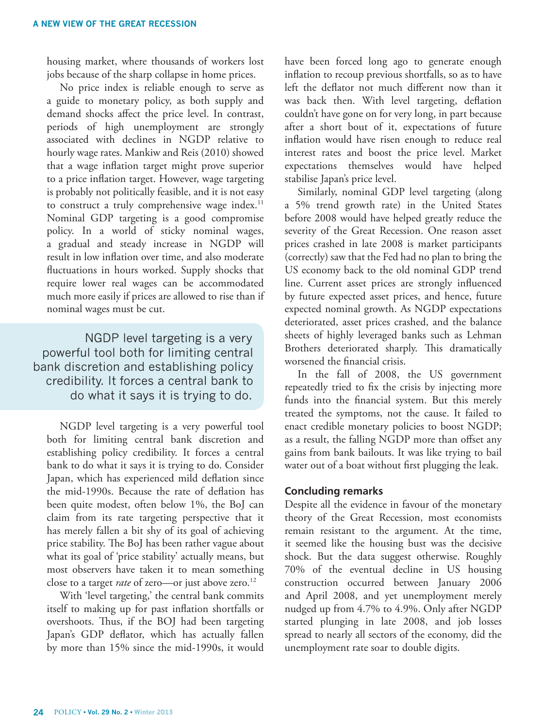housing market, where thousands of workers lost jobs because of the sharp collapse in home prices.

No price index is reliable enough to serve as a guide to monetary policy, as both supply and demand shocks affect the price level. In contrast, periods of high unemployment are strongly associated with declines in NGDP relative to hourly wage rates. Mankiw and Reis (2010) showed that a wage inflation target might prove superior to a price inflation target. However, wage targeting is probably not politically feasible, and it is not easy to construct a truly comprehensive wage index.[11] Nominal GDP targeting is a good compromise policy. In a world of sticky nominal wages, a gradual and steady increase in NGDP will result in low inflation over time, and also moderate fluctuations in hours worked. Supply shocks that require lower real wages can be accommodated much more easily if prices are allowed to rise than if nominal wages must be cut.

> NGDP level targeting is a very powerful tool both for limiting central bank discretion and establishing policy credibility. It forces a central bank to do what it says it is trying to do.

NGDP level targeting is a very powerful tool both for limiting central bank discretion and establishing policy credibility. It forces a central bank to do what it says it is trying to do. Consider Japan, which has experienced mild deflation since the mid-1990s. Because the rate of deflation has been quite modest, often below 1%, the BoJ can claim from its rate targeting perspective that it has merely fallen a bit shy of its goal of achieving price stability. The BoJ has been rather vague about what its goal of 'price stability' actually means, but most observers have taken it to mean something close to a target *rate* of zero—or just above zero.[12]

With 'level targeting,' the central bank commits itself to making up for past inflation shortfalls or overshoots. Thus, if the BOJ had been targeting Japan's GDP deflator, which has actually fallen by more than 15% since the mid-1990s, it would have been forced long ago to generate enough inflation to recoup previous shortfalls, so as to have left the deflator not much different now than it was back then. With level targeting, deflation couldn't have gone on for very long, in part because after a short bout of it, expectations of future inflation would have risen enough to reduce real interest rates and boost the price level. Market expectations themselves would have helped stabilise Japan's price level.

Similarly, nominal GDP level targeting (along a 5% trend growth rate) in the United States before 2008 would have helped greatly reduce the severity of the Great Recession. One reason asset prices crashed in late 2008 is market participants (correctly) saw that the Fed had no plan to bring the US economy back to the old nominal GDP trend line. Current asset prices are strongly influenced by future expected asset prices, and hence, future expected nominal growth. As NGDP expectations deteriorated, asset prices crashed, and the balance sheets of highly leveraged banks such as Lehman Brothers deteriorated sharply. This dramatically worsened the financial crisis.

In the fall of 2008, the US government repeatedly tried to fix the crisis by injecting more funds into the financial system. But this merely treated the symptoms, not the cause. It failed to enact credible monetary policies to boost NGDP; as a result, the falling NGDP more than offset any gains from bank bailouts. It was like trying to bail water out of a boat without first plugging the leak.

## Concluding remarks

Despite all the evidence in favour of the monetary theory of the Great Recession, most economists remain resistant to the argument. At the time, it seemed like the housing bust was the decisive shock. But the data suggest otherwise. Roughly 70% of the eventual decline in US housing construction occurred between January 2006 and April 2008, and yet unemployment merely nudged up from 4.7% to 4.9%. Only after NGDP started plunging in late 2008, and job losses spread to nearly all sectors of the economy, did the unemployment rate soar to double digits.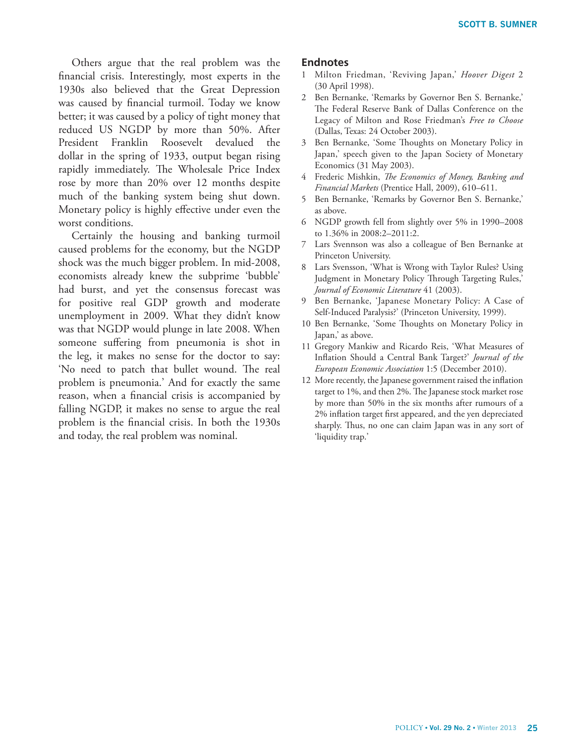Others argue that the real problem was the financial crisis. Interestingly, most experts in the 1930s also believed that the Great Depression was caused by financial turmoil. Today we know better; it was caused by a policy of tight money that reduced US NGDP by more than 50%. After President Franklin Roosevelt devalued the dollar in the spring of 1933, output began rising rapidly immediately. The Wholesale Price Index rose by more than 20% over 12 months despite much of the banking system being shut down. Monetary policy is highly effective under even the worst conditions.

Certainly the housing and banking turmoil caused problems for the economy, but the NGDP shock was the much bigger problem. In mid-2008, economists already knew the subprime 'bubble' had burst, and yet the consensus forecast was for positive real GDP growth and moderate unemployment in 2009. What they didn't know was that NGDP would plunge in late 2008. When someone suffering from pneumonia is shot in the leg, it makes no sense for the doctor to say: 'No need to patch that bullet wound. The real problem is pneumonia.' And for exactly the same reason, when a financial crisis is accompanied by falling NGDP, it makes no sense to argue the real problem is the financial crisis. In both the 1930s and today, the real problem was nominal.

## Endnotes

1. Milton Friedman, 'Reviving Japan,' *Hoover Digest* 2 (30 April 1998).
2. Ben Bernanke, 'Remarks by Governor Ben S. Bernanke,' The Federal Reserve Bank of Dallas Conference on the Legacy of Milton and Rose Friedman's *Free to Choose* (Dallas, Texas: 24 October 2003).
3. Ben Bernanke, 'Some Thoughts on Monetary Policy in Japan,' speech given to the Japan Society of Monetary Economics (31 May 2003).
4. Frederic Mishkin, *The Economics of Money, Banking and Financial Markets* (Prentice Hall, 2009), 610–611.
5. Ben Bernanke, 'Remarks by Governor Ben S. Bernanke,' as above.
6. NGDP growth fell from slightly over 5% in 1990–2008 to 1.36% in 2008:2–2011:2.
7. Lars Svennson was also a colleague of Ben Bernanke at Princeton University.
8. Lars Svensson, 'What is Wrong with Taylor Rules? Using Judgment in Monetary Policy Through Targeting Rules,' *Journal of Economic Literature* 41 (2003).
9. Ben Bernanke, 'Japanese Monetary Policy: A Case of Self-Induced Paralysis?' (Princeton University, 1999).
10. Ben Bernanke, 'Some Thoughts on Monetary Policy in Japan,' as above.
11. Gregory Mankiw and Ricardo Reis, 'What Measures of Inflation Should a Central Bank Target?' *Journal of the European Economic Association* 1:5 (December 2010).
12. More recently, the Japanese government raised the inflation target to 1%, and then 2%. The Japanese stock market rose by more than 50% in the six months after rumours of a 2% inflation target first appeared, and the yen depreciated sharply. Thus, no one can claim Japan was in any sort of 'liquidity trap.'